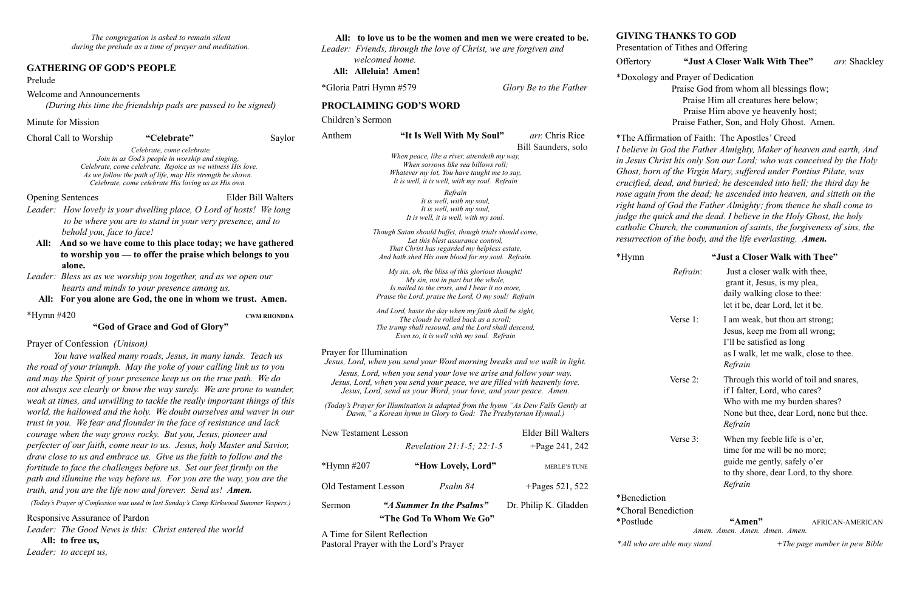*The congregation is asked to remain silent during the prelude as a time of prayer and meditation.*

## GATHERING OF GOD'S PEOPLE

Prelude

Welcome and Announcements
*(During this time the friendship pads are passed to be signed)*

Minute for Mission

Choral Call to Worship **"Celebrate"** Saylor

*Celebrate, come celebrate.*
*Join in as God's people in worship and singing.*
*Celebrate, come celebrate. Rejoice as we witness His love.*
*As we follow the path of life, may His strength be shown.*
*Celebrate, come celebrate His loving us as His own.*

Opening Sentences Elder Bill Walters

*Leader: How lovely is your dwelling place, O Lord of hosts! We long to be where you are to stand in your very presence, and to behold you, face to face!*

**All: And so we have come to this place today; we have gathered to worship you — to offer the praise which belongs to you alone.**

*Leader: Bless us as we worship you together, and as we open our hearts and minds to your presence among us.*

**All: For you alone are God, the one in whom we trust. Amen.**

*Hymn #420 CWM RHONDDA
**"God of Grace and God of Glory"**

Prayer of Confession *(Unison)*

***You have walked many roads, Jesus, in many lands. Teach us the road of your triumph. May the yoke of your calling link us to you and may the Spirit of your presence keep us on the true path. We do not always see clearly or know the way surely. We are prone to wander, weak at times, and unwilling to tackle the really important things of this world, the hallowed and the holy. We doubt ourselves and waver in our trust in you. We fear and flounder in the face of resistance and lack courage when the way grows rocky. But you, Jesus, pioneer and perfecter of our faith, come near to us. Jesus, holy Master and Savior, draw close to us and embrace us. Give us the faith to follow and the fortitude to face the challenges before us. Set our feet firmly on the path and illumine the way before us. For you are the way, you are the truth, and you are the life now and forever. Send us! Amen.***

*(Today's Prayer of Confession was used in last Sunday's Camp Kirkwood Summer Vespers.)*

Responsive Assurance of Pardon

*Leader: The Good News is this: Christ entered the world*

**All: to free us,**

*Leader: to accept us,*

**All: to love us to be the women and men we were created to be.**

*Leader: Friends, through the love of Christ, we are forgiven and welcomed home.*

**All: Alleluia! Amen!**

*Gloria Patri Hymn #579 *Glory Be to the Father*

## PROCLAIMING GOD'S WORD

Children's Sermon

Anthem **"It Is Well With My Soul"** *arr.* Chris Rice
Bill Saunders, solo

*When peace, like a river, attendeth my way,*
*When sorrows like sea billows roll;*
*Whatever my lot, You have taught me to say,*
*It is well, it is well, with my soul. Refrain*

*Refrain*
*It is well, with my soul,*
*It is well, with my soul,*
*It is well, it is well, with my soul.*

*Though Satan should buffet, though trials should come,*
*Let this blest assurance control,*
*That Christ has regarded my helpless estate,*
*And hath shed His own blood for my soul. Refrain.*

*My sin, oh, the bliss of this glorious thought!*
*My sin, not in part but the whole,*
*Is nailed to the cross, and I bear it no more,*
*Praise the Lord, praise the Lord, O my soul! Refrain*

*And Lord, haste the day when my faith shall be sight,*
*The clouds be rolled back as a scroll;*
*The trump shall resound, and the Lord shall descend,*
*Even so, it is well with my soul. Refrain*

Prayer for Illumination

*Jesus, Lord, when you send your Word morning breaks and we walk in light.*
*Jesus, Lord, when you send your love we arise and follow your way.*
*Jesus, Lord, when you send your peace, we are filled with heavenly love.*
*Jesus, Lord, send us your Word, your love, and your peace. Amen.*

*(Today's Prayer for Illumination is adapted from the hymn "As Dew Falls Gently at Dawn," a Korean hymn in Glory to God: The Presbyterian Hymnal.)*

New Testament Lesson Elder Bill Walters
*Revelation 21:1-5; 22:1-5* +Page 241, 242

*Hymn #207 **"How Lovely, Lord"** MERLE'S TUNE

Old Testament Lesson *Psalm 84* +Pages 521, 522

Sermon ***"A Summer In the Psalms"*** Dr. Philip K. Gladden
**"The God To Whom We Go"**

A Time for Silent Reflection
Pastoral Prayer with the Lord's Prayer

## GIVING THANKS TO GOD

Presentation of Tithes and Offering

Offertory **"Just A Closer Walk With Thee"** *arr.* Shackley

*Doxology and Prayer of Dedication

Praise God from whom all blessings flow;
Praise Him all creatures here below;
Praise Him above ye heavenly host;
Praise Father, Son, and Holy Ghost. Amen.

*The Affirmation of Faith: The Apostles' Creed

*I believe in God the Father Almighty, Maker of heaven and earth, And in Jesus Christ his only Son our Lord; who was conceived by the Holy Ghost, born of the Virgin Mary, suffered under Pontius Pilate, was crucified, dead, and buried; he descended into hell; the third day he rose again from the dead; he ascended into heaven, and sitteth on the right hand of God the Father Almighty; from thence he shall come to judge the quick and the dead. I believe in the Holy Ghost, the holy catholic Church, the communion of saints, the forgiveness of sins, the resurrection of the body, and the life everlasting.* ***Amen.***

*Hymn **"Just a Closer Walk with Thee"**

*Refrain*:
Just a closer walk with thee,
grant it, Jesus, is my plea,
daily walking close to thee:
let it be, dear Lord, let it be.

Verse 1:
I am weak, but thou art strong;
Jesus, keep me from all wrong;
I'll be satisfied as long
as I walk, let me walk, close to thee.
*Refrain*

Verse 2:
Through this world of toil and snares,
if I falter, Lord, who cares?
Who with me my burden shares?
None but thee, dear Lord, none but thee.
*Refrain*

Verse 3:
When my feeble life is o'er,
time for me will be no more;
guide me gently, safely o'er
to thy shore, dear Lord, to thy shore.
*Refrain*

*Benediction

*Choral Benediction

*Postlude **"Amen"** AFRICAN-AMERICAN
*Amen. Amen. Amen. Amen. Amen.*

**All who are able may stand.* *+The page number in pew Bible*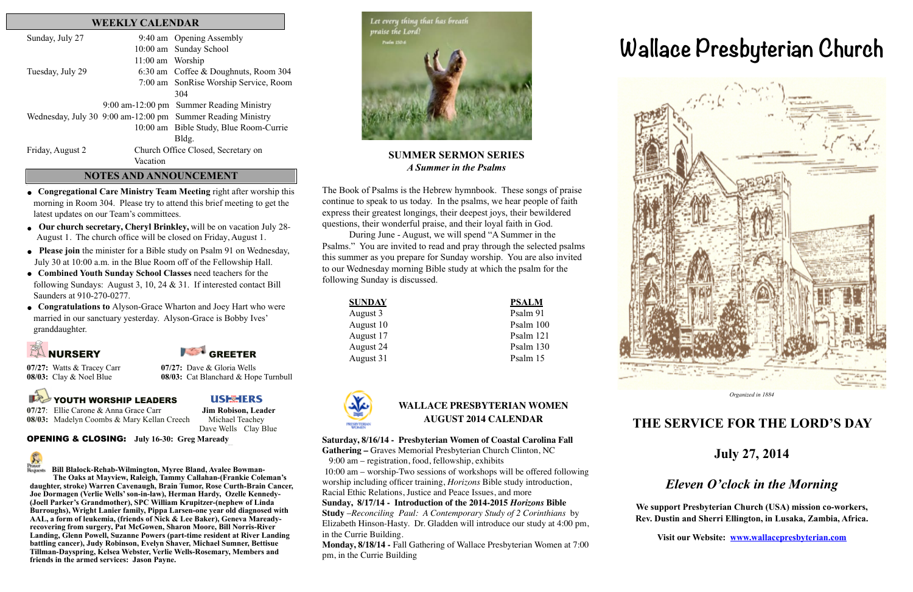## WEEKLY CALENDAR

| | | |
|---|---|---|
| Sunday, July 27 | 9:40 am | Opening Assembly |
| | 10:00 am | Sunday School |
| | 11:00 am | Worship |
| Tuesday, July 29 | 6:30 am | Coffee & Doughnuts, Room 304 |
| | 7:00 am | SonRise Worship Service, Room 304 |
| | 9:00 am-12:00 pm | Summer Reading Ministry |
| Wednesday, July 30 | 9:00 am-12:00 pm | Summer Reading Ministry |
| | 10:00 am | Bible Study, Blue Room-Currie Bldg. |
| Friday, August 2 | Church Office Closed, Secretary on Vacation | |

## NOTES AND ANNOUNCEMENT

- **Congregational Care Ministry Team Meeting** right after worship this morning in Room 304. Please try to attend this brief meeting to get the latest updates on our Team's committees.
- **Our church secretary, Cheryl Brinkley,** will be on vacation July 28-August 1. The church office will be closed on Friday, August 1.
- **Please join** the minister for a Bible study on Psalm 91 on Wednesday, July 30 at 10:00 a.m. in the Blue Room off of the Fellowship Hall.
- **Combined Youth Sunday School Classes** need teachers for the following Sundays: August 3, 10, 24 & 31. If interested contact Bill Saunders at 910-270-0277.
- **Congratulations to** Alyson-Grace Wharton and Joey Hart who were married in our sanctuary yesterday. Alyson-Grace is Bobby Ives' granddaughter.

### NURSERY

**07/27:** Watts & Tracey Carr
**08/03:** Clay & Noel Blue

### GREETER

**07/27:** Dave & Gloria Wells
**08/03:** Cat Blanchard & Hope Turnbull

### YOUTH WORSHIP LEADERS

**07/27**: Ellie Carone & Anna Grace Carr
**08/03:** Madelyn Coombs & Mary Kellan Creech

### USHERS

**Jim Robison, Leader**
Michael Teachey
Dave Wells Clay Blue

**OPENING & CLOSING:** **July 16-30: Greg Maready**

**Bill Blalock-Rehab-Wilmington, Myree Bland, Avalee Bowman-The Oaks at Mayview, Raleigh, Tammy Callahan-(Frankie Coleman's daughter, stroke) Warren Cavenaugh, Brain Tumor, Rose Curth-Brain Cancer, Joe Dormagen (Verlie Wells' son-in-law), Herman Hardy, Ozelle Kennedy-(Joell Parker's Grandmother), SPC William Krupitzer-(nephew of Linda Burroughs), Wright Lanier family, Pippa Larsen-one year old diagnosed with AAL, a form of leukemia, (friends of Nick & Lee Baker), Geneva Maready-recovering from surgery, Pat McGowen, Sharon Moore, Bill Norris-River Landing, Glenn Powell, Suzanne Powers (part-time resident at River Landing battling cancer), Judy Robinson, Evelyn Shaver, Michael Sumner, Bettisue Tillman-Dayspring, Kelsea Webster, Verlie Wells-Rosemary, Members and friends in the armed services: Jason Payne.**

Let every thing that has breath praise the Lord!
Psalm 150:6

## SUMMER SERMON SERIES
*A Summer in the Psalms*

The Book of Psalms is the Hebrew hymnbook. These songs of praise continue to speak to us today. In the psalms, we hear people of faith express their greatest longings, their deepest joys, their bewildered questions, their wonderful praise, and their loyal faith in God.

During June - August, we will spend "A Summer in the Psalms." You are invited to read and pray through the selected psalms this summer as you prepare for Sunday worship. You are also invited to our Wednesday morning Bible study at which the psalm for the following Sunday is discussed.

| SUNDAY | PSALM |
|---|---|
| August 3 | Psalm 91 |
| August 10 | Psalm 100 |
| August 17 | Psalm 121 |
| August 24 | Psalm 130 |
| August 31 | Psalm 15 |

## WALLACE PRESBYTERIAN WOMEN AUGUST 2014 CALENDAR

**Saturday, 8/16/14 - Presbyterian Women of Coastal Carolina Fall Gathering –** Graves Memorial Presbyterian Church Clinton, NC
9:00 am – registration, food, fellowship, exhibits
10:00 am – worship-Two sessions of workshops will be offered following worship including officer training, *Horizons* Bible study introduction, Racial Ethic Relations, Justice and Peace Issues, and more

**Sunday, 8/17/14 - Introduction of the 2014-2015 *Horizons* Bible Study** –*Reconciling Paul: A Contemporary Study of 2 Corinthians* by Elizabeth Hinson-Hasty. Dr. Gladden will introduce our study at 4:00 pm, in the Currie Building.

**Monday, 8/18/14 -** Fall Gathering of Wallace Presbyterian Women at 7:00 pm, in the Currie Building

# Wallace Presbyterian Church

*Organized in 1884*

## THE SERVICE FOR THE LORD'S DAY

## July 27, 2014

## *Eleven O'clock in the Morning*

**We support Presbyterian Church (USA) mission co-workers, Rev. Dustin and Sherri Ellington, in Lusaka, Zambia, Africa.**

**Visit our Website: www.wallacepresbyterian.com**